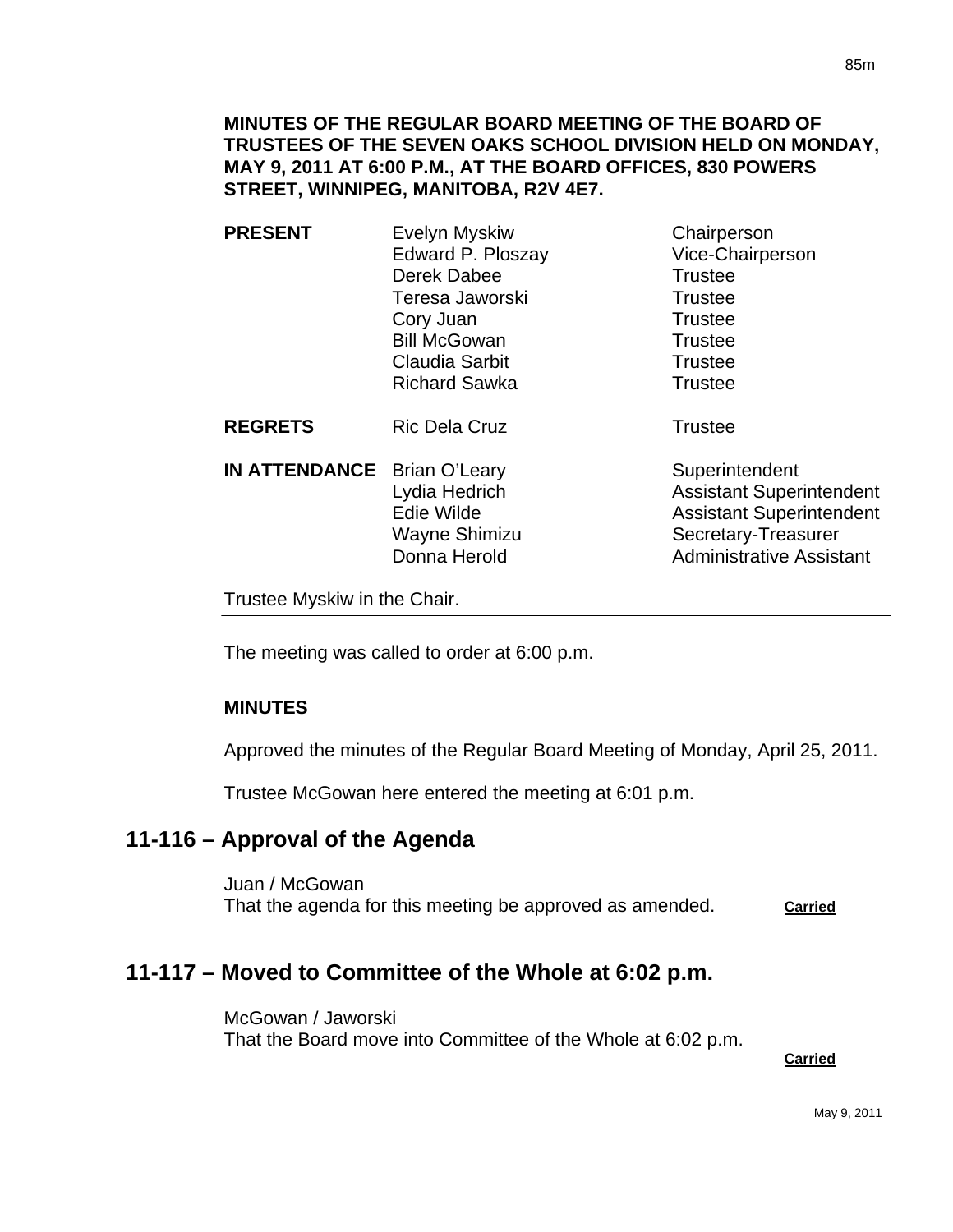**MINUTES OF THE REGULAR BOARD MEETING OF THE BOARD OF TRUSTEES OF THE SEVEN OAKS SCHOOL DIVISION HELD ON MONDAY, MAY 9, 2011 AT 6:00 P.M., AT THE BOARD OFFICES, 830 POWERS STREET, WINNIPEG, MANITOBA, R2V 4E7.**

| | | |
|---|---|---|
| **PRESENT** | Evelyn Myskiw | Chairperson |
| | Edward P. Ploszay | Vice-Chairperson |
| | Derek Dabee | Trustee |
| | Teresa Jaworski | Trustee |
| | Cory Juan | Trustee |
| | Bill McGowan | Trustee |
| | Claudia Sarbit | Trustee |
| | Richard Sawka | Trustee |
| **REGRETS** | Ric Dela Cruz | Trustee |
| **IN ATTENDANCE** | Brian O'Leary | Superintendent |
| | Lydia Hedrich | Assistant Superintendent |
| | Edie Wilde | Assistant Superintendent |
| | Wayne Shimizu | Secretary-Treasurer |
| | Donna Herold | Administrative Assistant |

Trustee Myskiw in the Chair.

---

The meeting was called to order at 6:00 p.m.

**MINUTES**

Approved the minutes of the Regular Board Meeting of Monday, April 25, 2011.

Trustee McGowan here entered the meeting at 6:01 p.m.

## 11-116 – Approval of the Agenda

Juan / McGowan
That the agenda for this meeting be approved as amended. **Carried**

## 11-117 – Moved to Committee of the Whole at 6:02 p.m.

McGowan / Jaworski
That the Board move into Committee of the Whole at 6:02 p.m.

**Carried**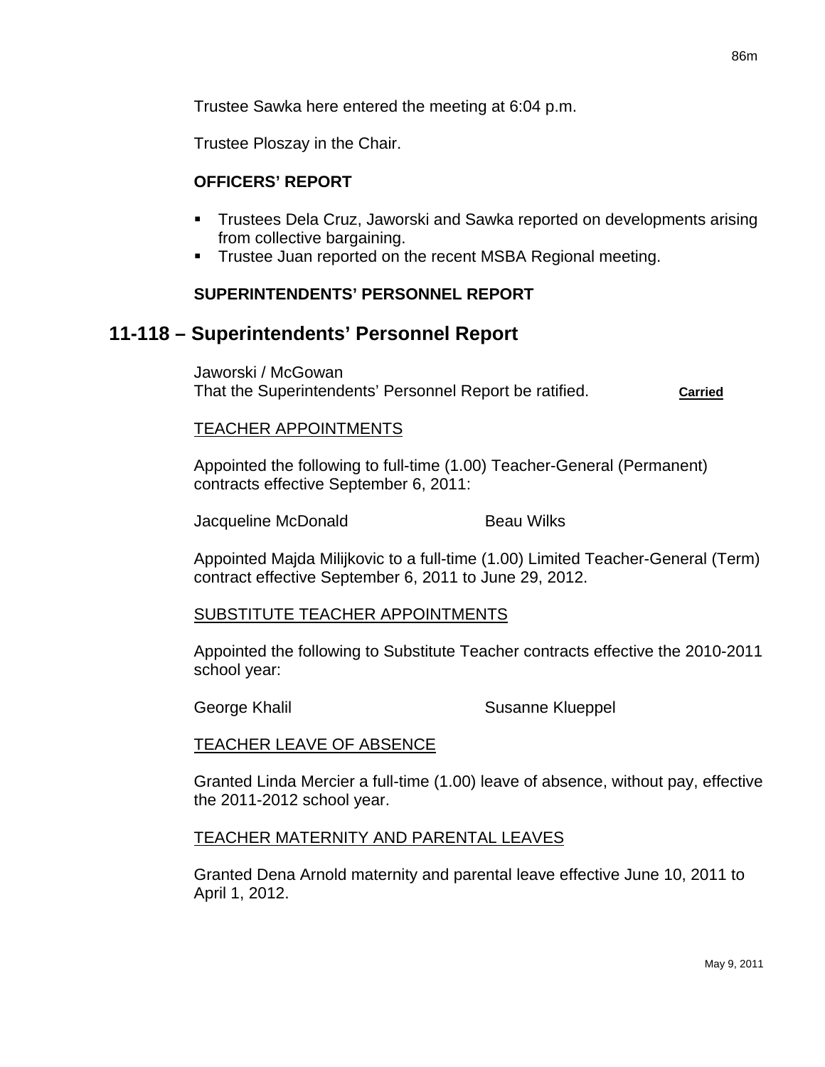Trustee Sawka here entered the meeting at 6:04 p.m.

Trustee Ploszay in the Chair.

**OFFICERS' REPORT**

- Trustees Dela Cruz, Jaworski and Sawka reported on developments arising from collective bargaining.
- Trustee Juan reported on the recent MSBA Regional meeting.

**SUPERINTENDENTS' PERSONNEL REPORT**

## 11-118 – Superintendents' Personnel Report

Jaworski / McGowan
That the Superintendents' Personnel Report be ratified. **Carried**

TEACHER APPOINTMENTS

Appointed the following to full-time (1.00) Teacher-General (Permanent) contracts effective September 6, 2011:

Jacqueline McDonald    Beau Wilks

Appointed Majda Milijkovic to a full-time (1.00) Limited Teacher-General (Term) contract effective September 6, 2011 to June 29, 2012.

SUBSTITUTE TEACHER APPOINTMENTS

Appointed the following to Substitute Teacher contracts effective the 2010-2011 school year:

George Khalil    Susanne Klueppel

TEACHER LEAVE OF ABSENCE

Granted Linda Mercier a full-time (1.00) leave of absence, without pay, effective the 2011-2012 school year.

TEACHER MATERNITY AND PARENTAL LEAVES

Granted Dena Arnold maternity and parental leave effective June 10, 2011 to April 1, 2012.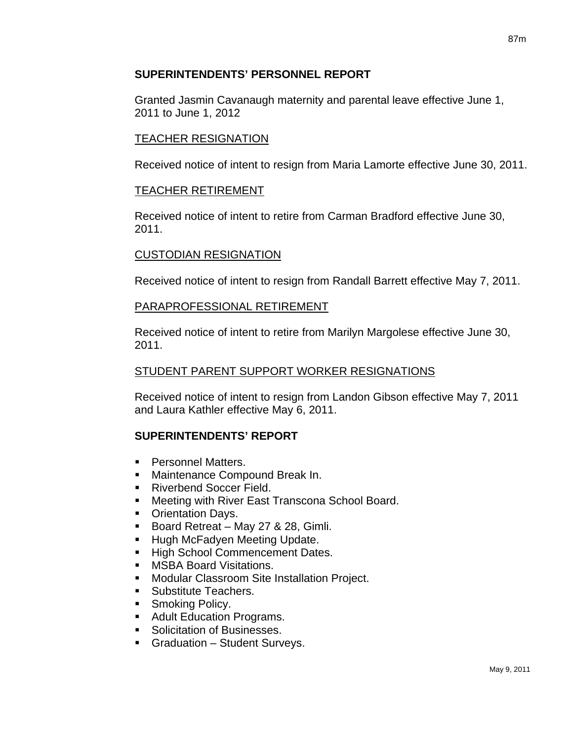## SUPERINTENDENTS' PERSONNEL REPORT

Granted Jasmin Cavanaugh maternity and parental leave effective June 1, 2011 to June 1, 2012

### TEACHER RESIGNATION

Received notice of intent to resign from Maria Lamorte effective June 30, 2011.

### TEACHER RETIREMENT

Received notice of intent to retire from Carman Bradford effective June 30, 2011.

### CUSTODIAN RESIGNATION

Received notice of intent to resign from Randall Barrett effective May 7, 2011.

### PARAPROFESSIONAL RETIREMENT

Received notice of intent to retire from Marilyn Margolese effective June 30, 2011.

### STUDENT PARENT SUPPORT WORKER RESIGNATIONS

Received notice of intent to resign from Landon Gibson effective May 7, 2011 and Laura Kathler effective May 6, 2011.

## SUPERINTENDENTS' REPORT

- Personnel Matters.
- Maintenance Compound Break In.
- Riverbend Soccer Field.
- Meeting with River East Transcona School Board.
- Orientation Days.
- Board Retreat – May 27 & 28, Gimli.
- Hugh McFadyen Meeting Update.
- High School Commencement Dates.
- MSBA Board Visitations.
- Modular Classroom Site Installation Project.
- Substitute Teachers.
- Smoking Policy.
- Adult Education Programs.
- Solicitation of Businesses.
- Graduation – Student Surveys.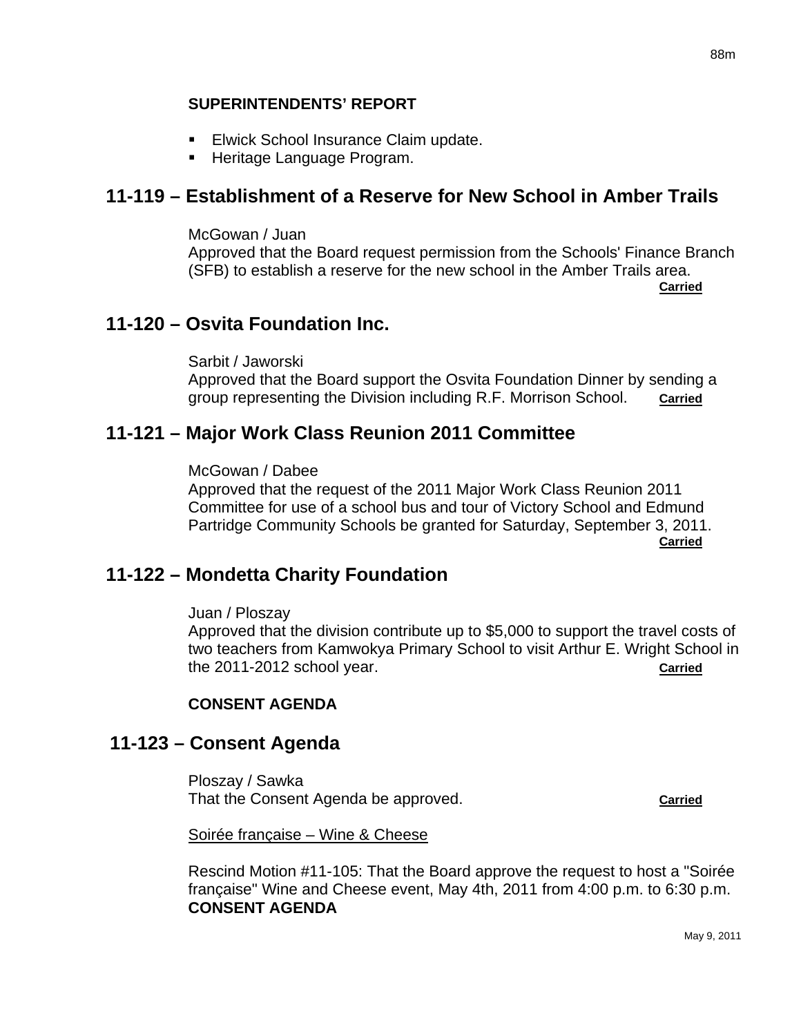**SUPERINTENDENTS' REPORT**

- Elwick School Insurance Claim update.
- Heritage Language Program.

## 11-119 – Establishment of a Reserve for New School in Amber Trails

McGowan / Juan
Approved that the Board request permission from the Schools' Finance Branch (SFB) to establish a reserve for the new school in the Amber Trails area.
**Carried**

## 11-120 – Osvita Foundation Inc.

Sarbit / Jaworski
Approved that the Board support the Osvita Foundation Dinner by sending a group representing the Division including R.F. Morrison School. **Carried**

## 11-121 – Major Work Class Reunion 2011 Committee

McGowan / Dabee
Approved that the request of the 2011 Major Work Class Reunion 2011 Committee for use of a school bus and tour of Victory School and Edmund Partridge Community Schools be granted for Saturday, September 3, 2011.
**Carried**

## 11-122 – Mondetta Charity Foundation

Juan / Ploszay
Approved that the division contribute up to $5,000 to support the travel costs of two teachers from Kamwokya Primary School to visit Arthur E. Wright School in the 2011-2012 school year. **Carried**

**CONSENT AGENDA**

## 11-123 – Consent Agenda

Ploszay / Sawka
That the Consent Agenda be approved. **Carried**

Soirée française – Wine & Cheese

Rescind Motion #11-105: That the Board approve the request to host a "Soirée française" Wine and Cheese event, May 4th, 2011 from 4:00 p.m. to 6:30 p.m.
**CONSENT AGENDA**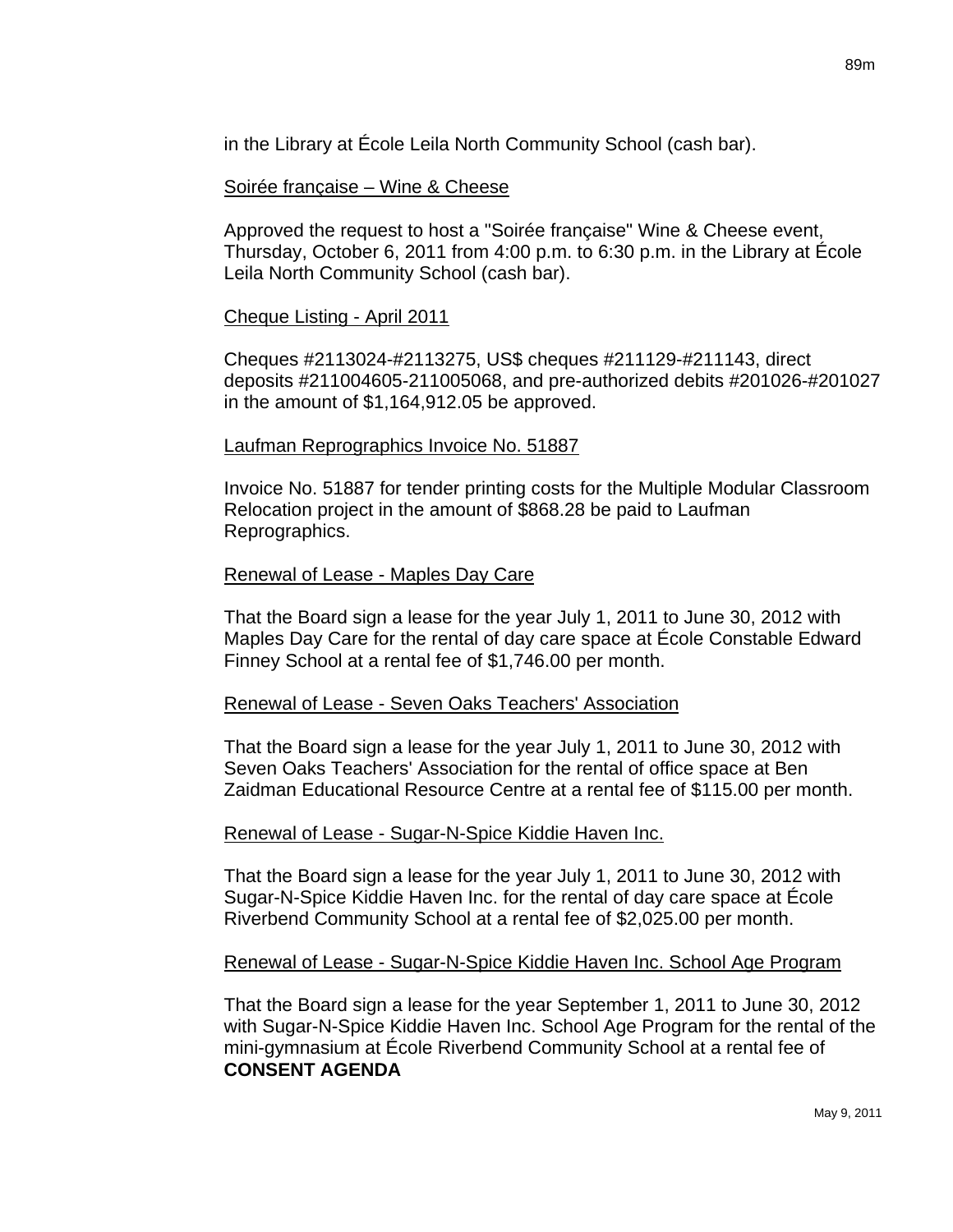in the Library at École Leila North Community School (cash bar).

Soirée française – Wine & Cheese

Approved the request to host a "Soirée française" Wine & Cheese event, Thursday, October 6, 2011 from 4:00 p.m. to 6:30 p.m. in the Library at École Leila North Community School (cash bar).

Cheque Listing - April 2011

Cheques #2113024-#2113275, US$ cheques #211129-#211143, direct deposits #211004605-211005068, and pre-authorized debits #201026-#201027 in the amount of $1,164,912.05 be approved.

Laufman Reprographics Invoice No. 51887

Invoice No. 51887 for tender printing costs for the Multiple Modular Classroom Relocation project in the amount of $868.28 be paid to Laufman Reprographics.

Renewal of Lease - Maples Day Care

That the Board sign a lease for the year July 1, 2011 to June 30, 2012 with Maples Day Care for the rental of day care space at École Constable Edward Finney School at a rental fee of $1,746.00 per month.

Renewal of Lease - Seven Oaks Teachers' Association

That the Board sign a lease for the year July 1, 2011 to June 30, 2012 with Seven Oaks Teachers' Association for the rental of office space at Ben Zaidman Educational Resource Centre at a rental fee of $115.00 per month.

Renewal of Lease - Sugar-N-Spice Kiddie Haven Inc.

That the Board sign a lease for the year July 1, 2011 to June 30, 2012 with Sugar-N-Spice Kiddie Haven Inc. for the rental of day care space at École Riverbend Community School at a rental fee of $2,025.00 per month.

Renewal of Lease - Sugar-N-Spice Kiddie Haven Inc. School Age Program

That the Board sign a lease for the year September 1, 2011 to June 30, 2012 with Sugar-N-Spice Kiddie Haven Inc. School Age Program for the rental of the mini-gymnasium at École Riverbend Community School at a rental fee of

**CONSENT AGENDA**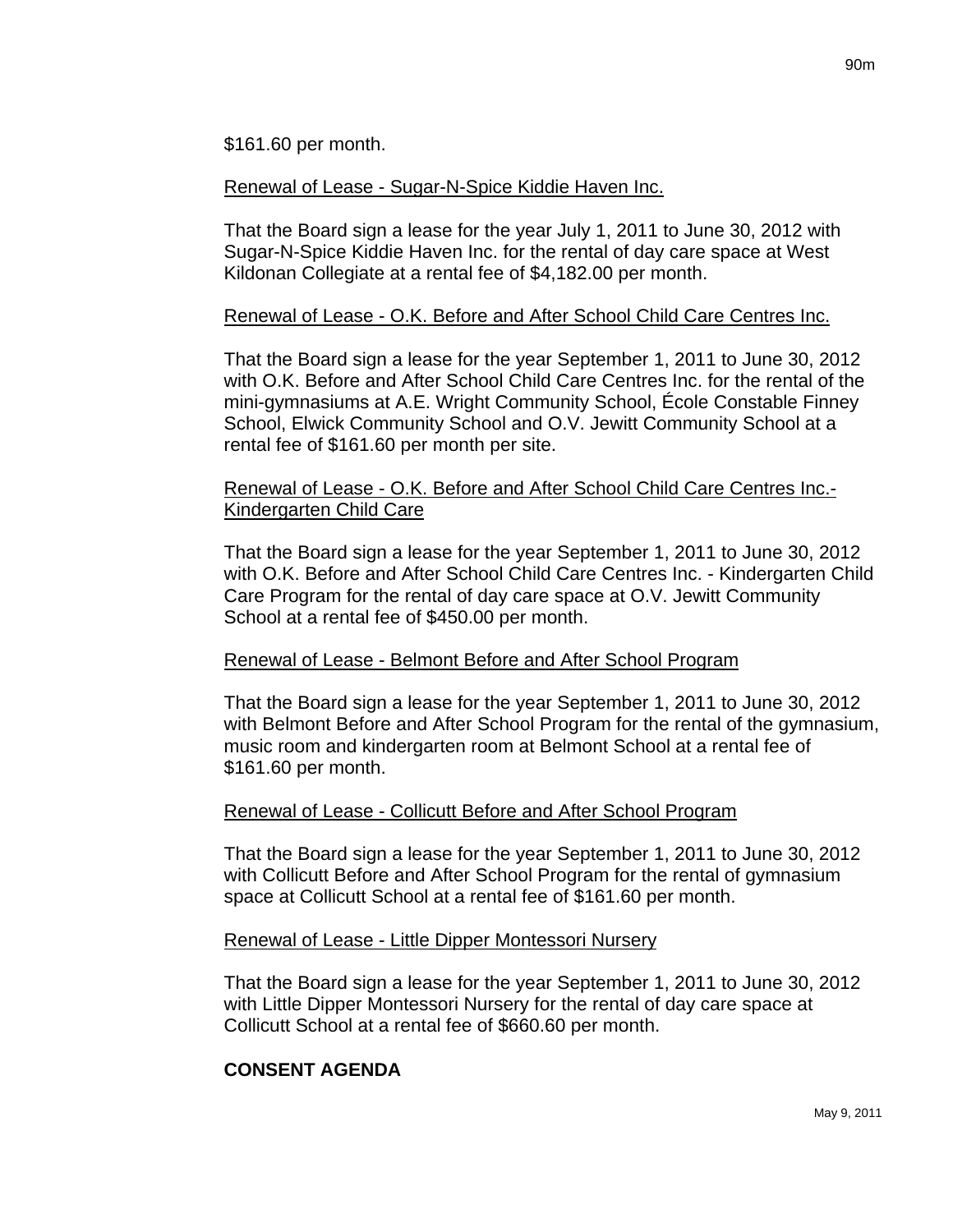$161.60 per month.

Renewal of Lease - Sugar-N-Spice Kiddie Haven Inc.

That the Board sign a lease for the year July 1, 2011 to June 30, 2012 with Sugar-N-Spice Kiddie Haven Inc. for the rental of day care space at West Kildonan Collegiate at a rental fee of $4,182.00 per month.

Renewal of Lease - O.K. Before and After School Child Care Centres Inc.

That the Board sign a lease for the year September 1, 2011 to June 30, 2012 with O.K. Before and After School Child Care Centres Inc. for the rental of the mini-gymnasiums at A.E. Wright Community School, École Constable Finney School, Elwick Community School and O.V. Jewitt Community School at a rental fee of $161.60 per month per site.

Renewal of Lease - O.K. Before and After School Child Care Centres Inc.- Kindergarten Child Care

That the Board sign a lease for the year September 1, 2011 to June 30, 2012 with O.K. Before and After School Child Care Centres Inc. - Kindergarten Child Care Program for the rental of day care space at O.V. Jewitt Community School at a rental fee of $450.00 per month.

Renewal of Lease - Belmont Before and After School Program

That the Board sign a lease for the year September 1, 2011 to June 30, 2012 with Belmont Before and After School Program for the rental of the gymnasium, music room and kindergarten room at Belmont School at a rental fee of $161.60 per month.

Renewal of Lease - Collicutt Before and After School Program

That the Board sign a lease for the year September 1, 2011 to June 30, 2012 with Collicutt Before and After School Program for the rental of gymnasium space at Collicutt School at a rental fee of $161.60 per month.

Renewal of Lease - Little Dipper Montessori Nursery

That the Board sign a lease for the year September 1, 2011 to June 30, 2012 with Little Dipper Montessori Nursery for the rental of day care space at Collicutt School at a rental fee of $660.60 per month.

**CONSENT AGENDA**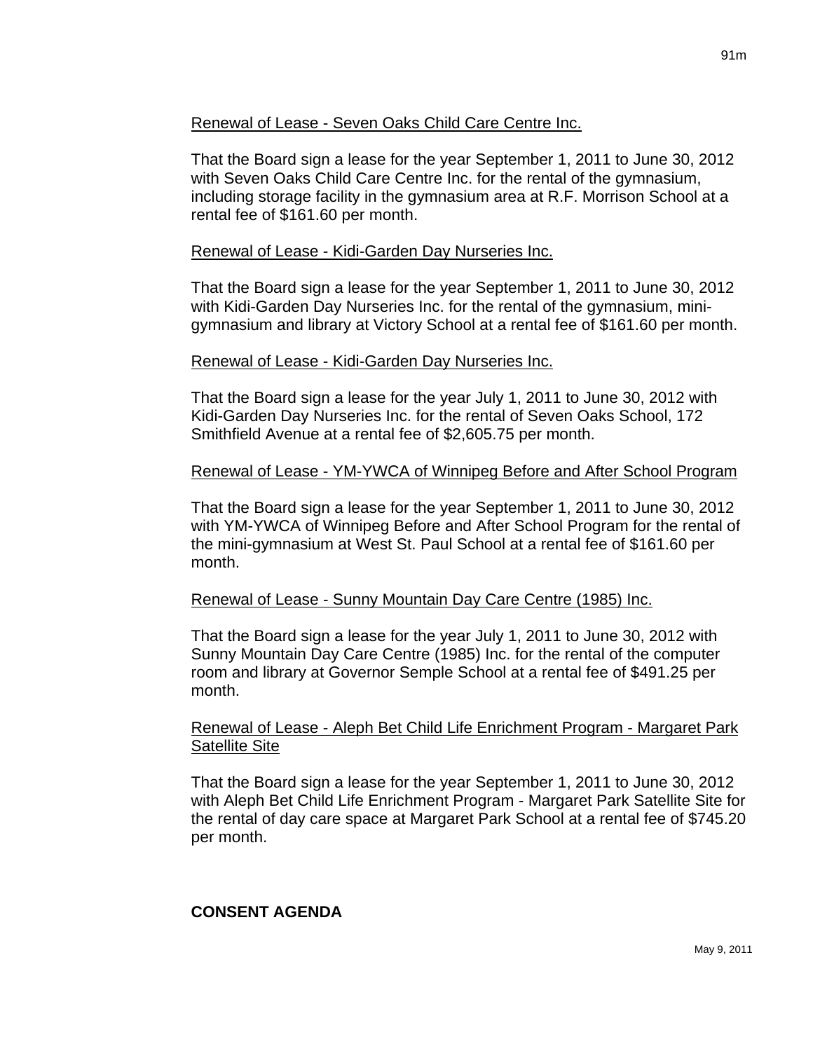Renewal of Lease - Seven Oaks Child Care Centre Inc.

That the Board sign a lease for the year September 1, 2011 to June 30, 2012 with Seven Oaks Child Care Centre Inc. for the rental of the gymnasium, including storage facility in the gymnasium area at R.F. Morrison School at a rental fee of $161.60 per month.

Renewal of Lease - Kidi-Garden Day Nurseries Inc.

That the Board sign a lease for the year September 1, 2011 to June 30, 2012 with Kidi-Garden Day Nurseries Inc. for the rental of the gymnasium, mini-gymnasium and library at Victory School at a rental fee of $161.60 per month.

Renewal of Lease - Kidi-Garden Day Nurseries Inc.

That the Board sign a lease for the year July 1, 2011 to June 30, 2012 with Kidi-Garden Day Nurseries Inc. for the rental of Seven Oaks School, 172 Smithfield Avenue at a rental fee of $2,605.75 per month.

Renewal of Lease - YM-YWCA of Winnipeg Before and After School Program

That the Board sign a lease for the year September 1, 2011 to June 30, 2012 with YM-YWCA of Winnipeg Before and After School Program for the rental of the mini-gymnasium at West St. Paul School at a rental fee of $161.60 per month.

Renewal of Lease - Sunny Mountain Day Care Centre (1985) Inc.

That the Board sign a lease for the year July 1, 2011 to June 30, 2012 with Sunny Mountain Day Care Centre (1985) Inc. for the rental of the computer room and library at Governor Semple School at a rental fee of $491.25 per month.

Renewal of Lease - Aleph Bet Child Life Enrichment Program - Margaret Park Satellite Site

That the Board sign a lease for the year September 1, 2011 to June 30, 2012 with Aleph Bet Child Life Enrichment Program - Margaret Park Satellite Site for the rental of day care space at Margaret Park School at a rental fee of $745.20 per month.

**CONSENT AGENDA**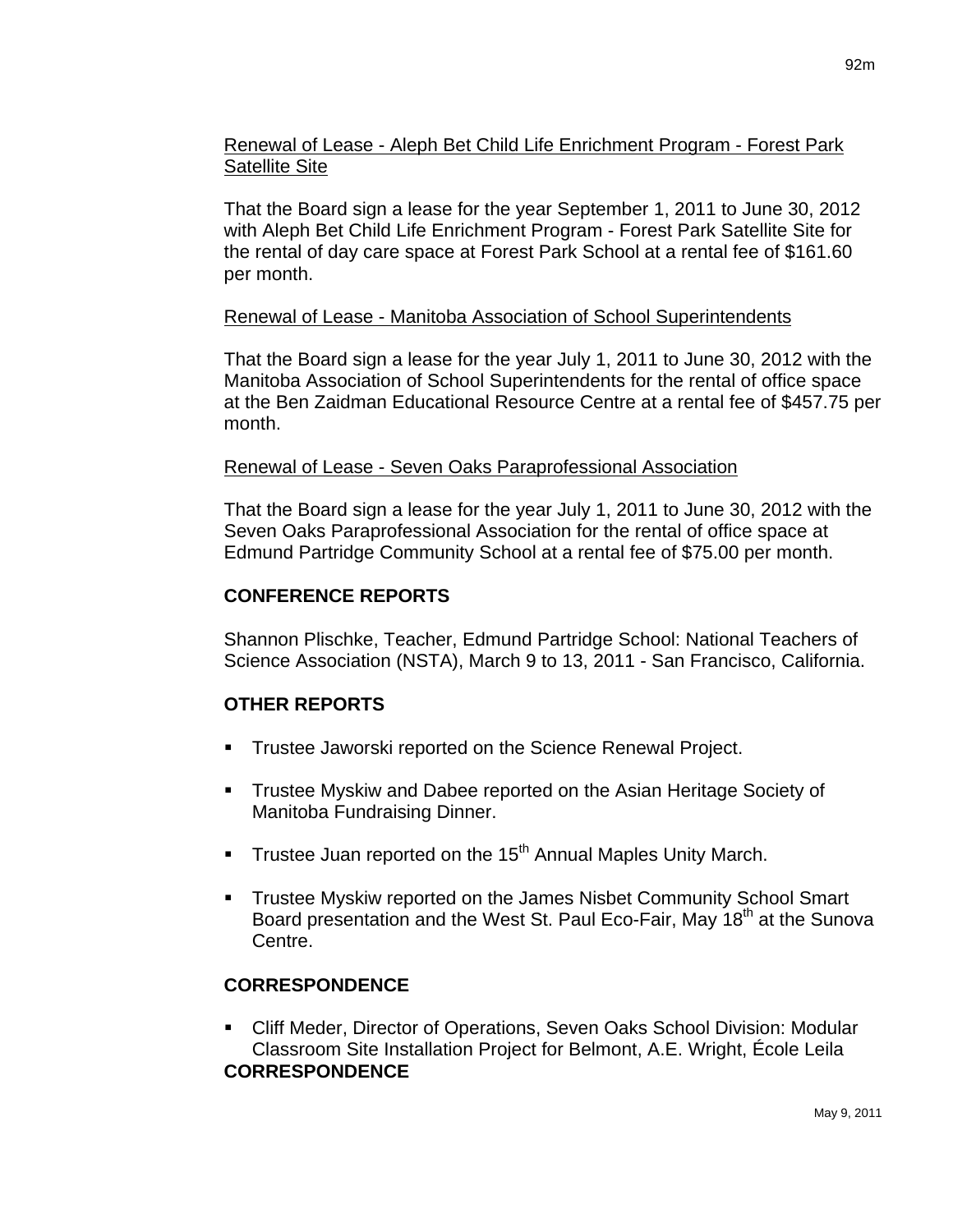Renewal of Lease - Aleph Bet Child Life Enrichment Program - Forest Park Satellite Site

That the Board sign a lease for the year September 1, 2011 to June 30, 2012 with Aleph Bet Child Life Enrichment Program - Forest Park Satellite Site for the rental of day care space at Forest Park School at a rental fee of $161.60 per month.

Renewal of Lease - Manitoba Association of School Superintendents

That the Board sign a lease for the year July 1, 2011 to June 30, 2012 with the Manitoba Association of School Superintendents for the rental of office space at the Ben Zaidman Educational Resource Centre at a rental fee of $457.75 per month.

Renewal of Lease - Seven Oaks Paraprofessional Association

That the Board sign a lease for the year July 1, 2011 to June 30, 2012 with the Seven Oaks Paraprofessional Association for the rental of office space at Edmund Partridge Community School at a rental fee of $75.00 per month.

**CONFERENCE REPORTS**

Shannon Plischke, Teacher, Edmund Partridge School: National Teachers of Science Association (NSTA), March 9 to 13, 2011 - San Francisco, California.

**OTHER REPORTS**

- Trustee Jaworski reported on the Science Renewal Project.
- Trustee Myskiw and Dabee reported on the Asian Heritage Society of Manitoba Fundraising Dinner.
- Trustee Juan reported on the 15th Annual Maples Unity March.
- Trustee Myskiw reported on the James Nisbet Community School Smart Board presentation and the West St. Paul Eco-Fair, May 18th at the Sunova Centre.

**CORRESPONDENCE**

- Cliff Meder, Director of Operations, Seven Oaks School Division: Modular Classroom Site Installation Project for Belmont, A.E. Wright, École Leila

**CORRESPONDENCE**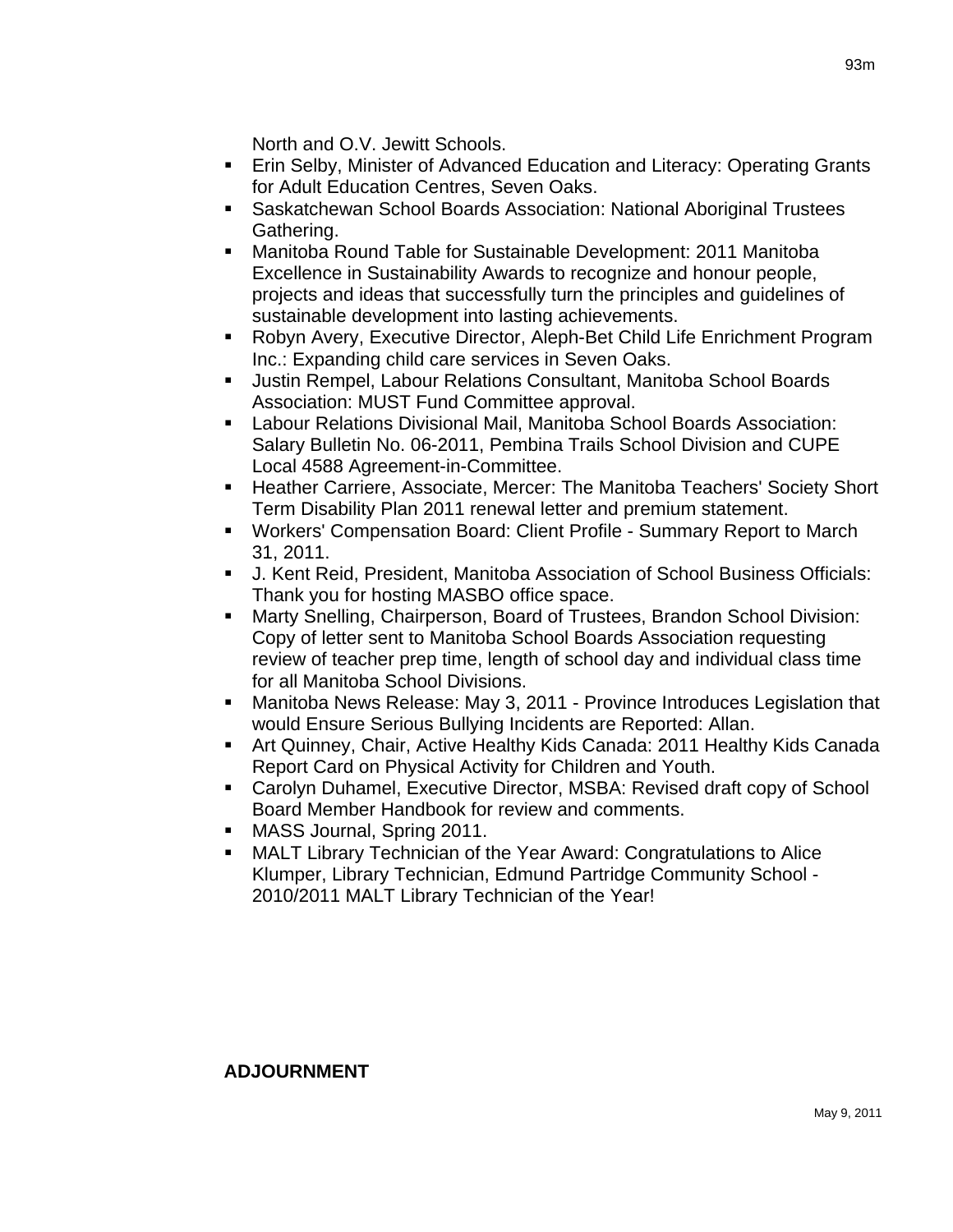North and O.V. Jewitt Schools.

- Erin Selby, Minister of Advanced Education and Literacy: Operating Grants for Adult Education Centres, Seven Oaks.
- Saskatchewan School Boards Association: National Aboriginal Trustees Gathering.
- Manitoba Round Table for Sustainable Development: 2011 Manitoba Excellence in Sustainability Awards to recognize and honour people, projects and ideas that successfully turn the principles and guidelines of sustainable development into lasting achievements.
- Robyn Avery, Executive Director, Aleph-Bet Child Life Enrichment Program Inc.: Expanding child care services in Seven Oaks.
- Justin Rempel, Labour Relations Consultant, Manitoba School Boards Association: MUST Fund Committee approval.
- Labour Relations Divisional Mail, Manitoba School Boards Association: Salary Bulletin No. 06-2011, Pembina Trails School Division and CUPE Local 4588 Agreement-in-Committee.
- Heather Carriere, Associate, Mercer: The Manitoba Teachers' Society Short Term Disability Plan 2011 renewal letter and premium statement.
- Workers' Compensation Board: Client Profile - Summary Report to March 31, 2011.
- J. Kent Reid, President, Manitoba Association of School Business Officials: Thank you for hosting MASBO office space.
- Marty Snelling, Chairperson, Board of Trustees, Brandon School Division: Copy of letter sent to Manitoba School Boards Association requesting review of teacher prep time, length of school day and individual class time for all Manitoba School Divisions.
- Manitoba News Release: May 3, 2011 - Province Introduces Legislation that would Ensure Serious Bullying Incidents are Reported: Allan.
- Art Quinney, Chair, Active Healthy Kids Canada: 2011 Healthy Kids Canada Report Card on Physical Activity for Children and Youth.
- Carolyn Duhamel, Executive Director, MSBA: Revised draft copy of School Board Member Handbook for review and comments.
- MASS Journal, Spring 2011.
- MALT Library Technician of the Year Award: Congratulations to Alice Klumper, Library Technician, Edmund Partridge Community School - 2010/2011 MALT Library Technician of the Year!

**ADJOURNMENT**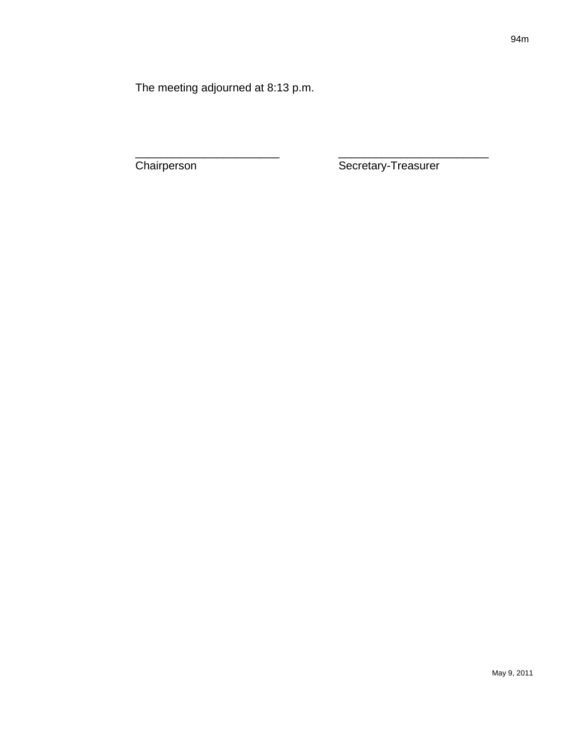The meeting adjourned at 8:13 p.m.

________________________ ________________________

Chairperson Secretary-Treasurer